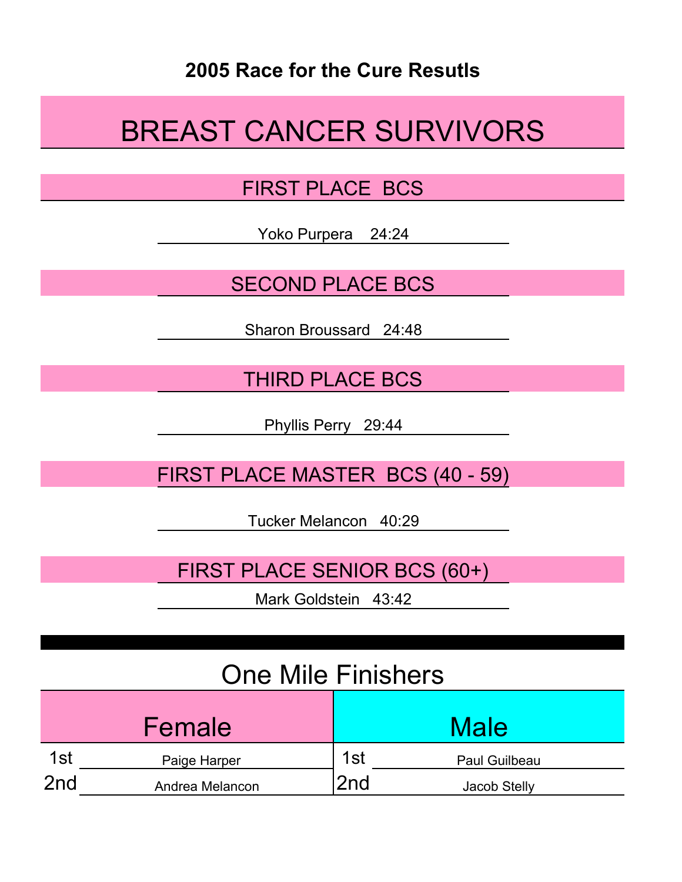**2005 Race for the Cure Resutls**

# BREAST CANCER SURVIVORS

## FIRST PLACE BCS

Yoko Purpera 24:24

## SECOND PLACE BCS

Sharon Broussard 24:48

## THIRD PLACE BCS

Phyllis Perry 29:44

## FIRST PLACE MASTER BCS (40 - 59)

Tucker Melancon 40:29

## FIRST PLACE SENIOR BCS (60+)

Mark Goldstein 43:42

# One Mile Finishers

| | Female | | Male |
|---|---|---|---|
| 1st | Paige Harper | 1st | Paul Guilbeau |
| 2nd | Andrea Melancon | 2nd | Jacob Stelly |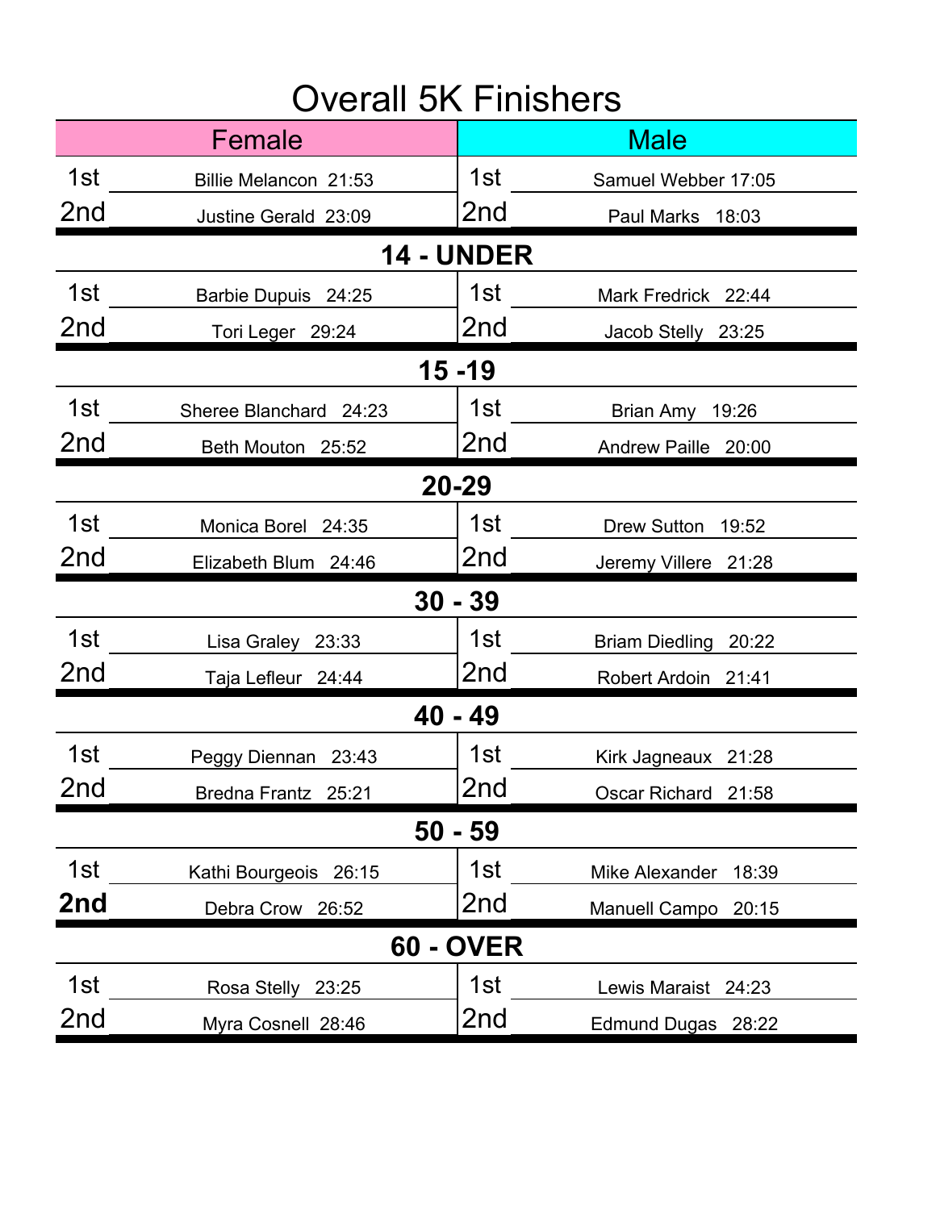# Overall 5K Finishers

| | Female | | Male |
|---|---|---|---|
| 1st | Billie Melancon 21:53 | 1st | Samuel Webber 17:05 |
| 2nd | Justine Gerald 23:09 | 2nd | Paul Marks 18:03 |
| **14 - UNDER** | | | |
| 1st | Barbie Dupuis 24:25 | 1st | Mark Fredrick 22:44 |
| 2nd | Tori Leger 29:24 | 2nd | Jacob Stelly 23:25 |
| **15 -19** | | | |
| 1st | Sheree Blanchard 24:23 | 1st | Brian Amy 19:26 |
| 2nd | Beth Mouton 25:52 | 2nd | Andrew Paille 20:00 |
| **20-29** | | | |
| 1st | Monica Borel 24:35 | 1st | Drew Sutton 19:52 |
| 2nd | Elizabeth Blum 24:46 | 2nd | Jeremy Villere 21:28 |
| **30 - 39** | | | |
| 1st | Lisa Graley 23:33 | 1st | Briam Diedling 20:22 |
| 2nd | Taja Lefleur 24:44 | 2nd | Robert Ardoin 21:41 |
| **40 - 49** | | | |
| 1st | Peggy Diennan 23:43 | 1st | Kirk Jagneaux 21:28 |
| 2nd | Bredna Frantz 25:21 | 2nd | Oscar Richard 21:58 |
| **50 - 59** | | | |
| 1st | Kathi Bourgeois 26:15 | 1st | Mike Alexander 18:39 |
| **2nd** | Debra Crow 26:52 | 2nd | Manuell Campo 20:15 |
| **60 - OVER** | | | |
| 1st | Rosa Stelly 23:25 | 1st | Lewis Maraist 24:23 |
| 2nd | Myra Cosnell 28:46 | 2nd | Edmund Dugas 28:22 |